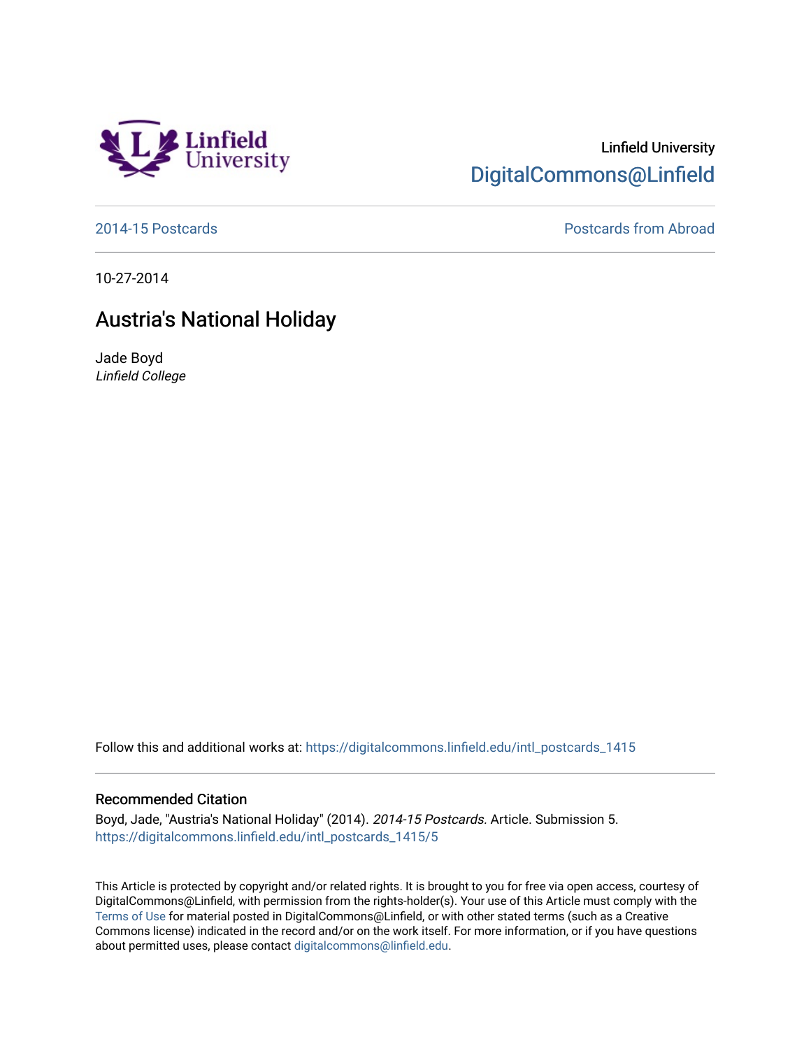Linfield University
DigitalCommons@Linfield

2014-15 Postcards | Postcards from Abroad

10-27-2014

# Austria's National Holiday

Jade Boyd
*Linfield College*

Follow this and additional works at: https://digitalcommons.linfield.edu/intl_postcards_1415

## Recommended Citation

Boyd, Jade, "Austria's National Holiday" (2014). *2014-15 Postcards.* Article. Submission 5.
https://digitalcommons.linfield.edu/intl_postcards_1415/5

This Article is protected by copyright and/or related rights. It is brought to you for free via open access, courtesy of DigitalCommons@Linfield, with permission from the rights-holder(s). Your use of this Article must comply with the Terms of Use for material posted in DigitalCommons@Linfield, or with other stated terms (such as a Creative Commons license) indicated in the record and/or on the work itself. For more information, or if you have questions about permitted uses, please contact digitalcommons@linfield.edu.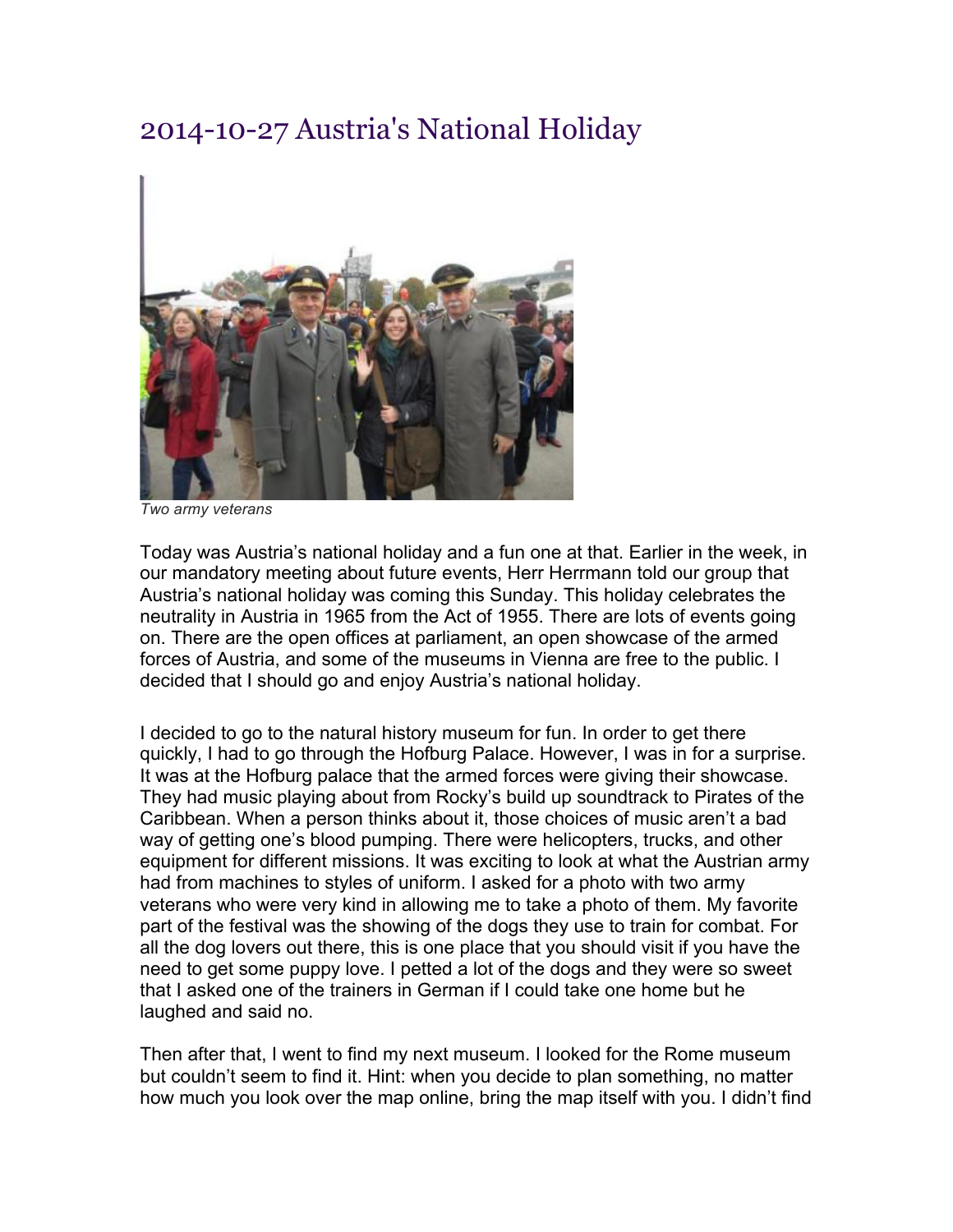# 2014-10-27 Austria's National Holiday

*Two army veterans*

Today was Austria's national holiday and a fun one at that. Earlier in the week, in our mandatory meeting about future events, Herr Herrmann told our group that Austria's national holiday was coming this Sunday. This holiday celebrates the neutrality in Austria in 1965 from the Act of 1955. There are lots of events going on. There are the open offices at parliament, an open showcase of the armed forces of Austria, and some of the museums in Vienna are free to the public. I decided that I should go and enjoy Austria's national holiday.

I decided to go to the natural history museum for fun. In order to get there quickly, I had to go through the Hofburg Palace. However, I was in for a surprise. It was at the Hofburg palace that the armed forces were giving their showcase. They had music playing about from Rocky's build up soundtrack to Pirates of the Caribbean. When a person thinks about it, those choices of music aren't a bad way of getting one's blood pumping. There were helicopters, trucks, and other equipment for different missions. It was exciting to look at what the Austrian army had from machines to styles of uniform. I asked for a photo with two army veterans who were very kind in allowing me to take a photo of them. My favorite part of the festival was the showing of the dogs they use to train for combat. For all the dog lovers out there, this is one place that you should visit if you have the need to get some puppy love. I petted a lot of the dogs and they were so sweet that I asked one of the trainers in German if I could take one home but he laughed and said no.

Then after that, I went to find my next museum. I looked for the Rome museum but couldn't seem to find it. Hint: when you decide to plan something, no matter how much you look over the map online, bring the map itself with you. I didn't find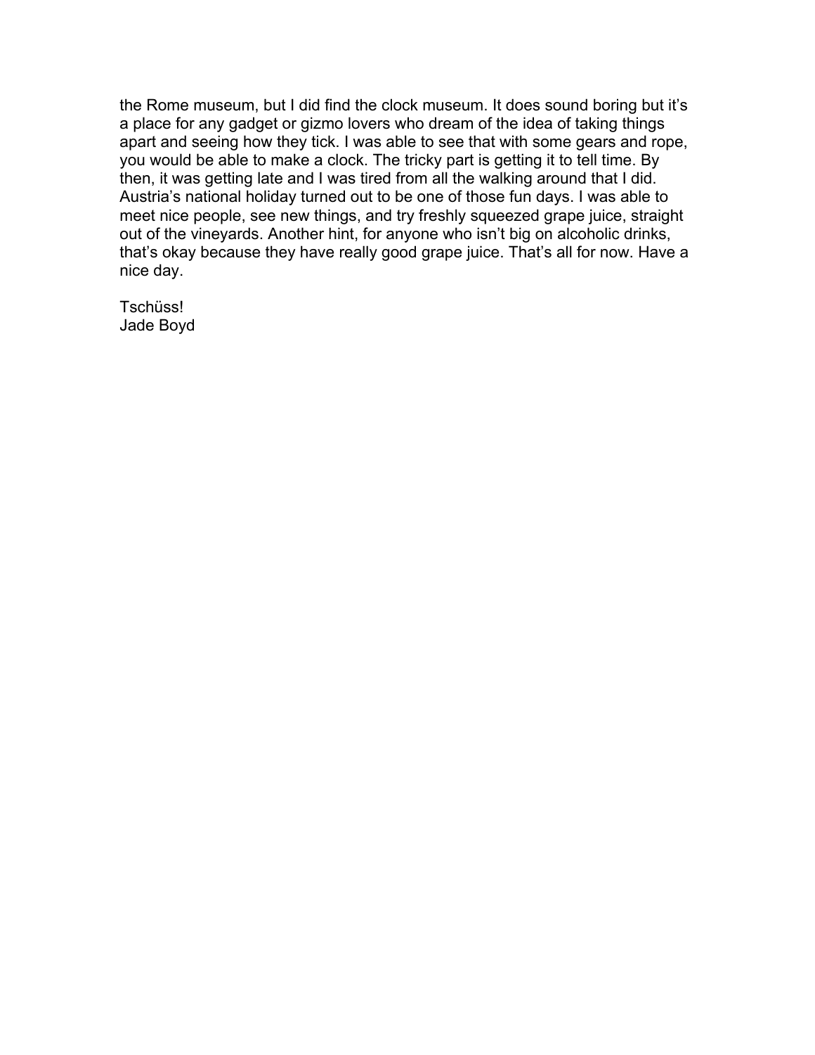the Rome museum, but I did find the clock museum. It does sound boring but it's a place for any gadget or gizmo lovers who dream of the idea of taking things apart and seeing how they tick. I was able to see that with some gears and rope, you would be able to make a clock. The tricky part is getting it to tell time. By then, it was getting late and I was tired from all the walking around that I did. Austria's national holiday turned out to be one of those fun days. I was able to meet nice people, see new things, and try freshly squeezed grape juice, straight out of the vineyards. Another hint, for anyone who isn't big on alcoholic drinks, that's okay because they have really good grape juice. That's all for now. Have a nice day.

Tschüss!
Jade Boyd